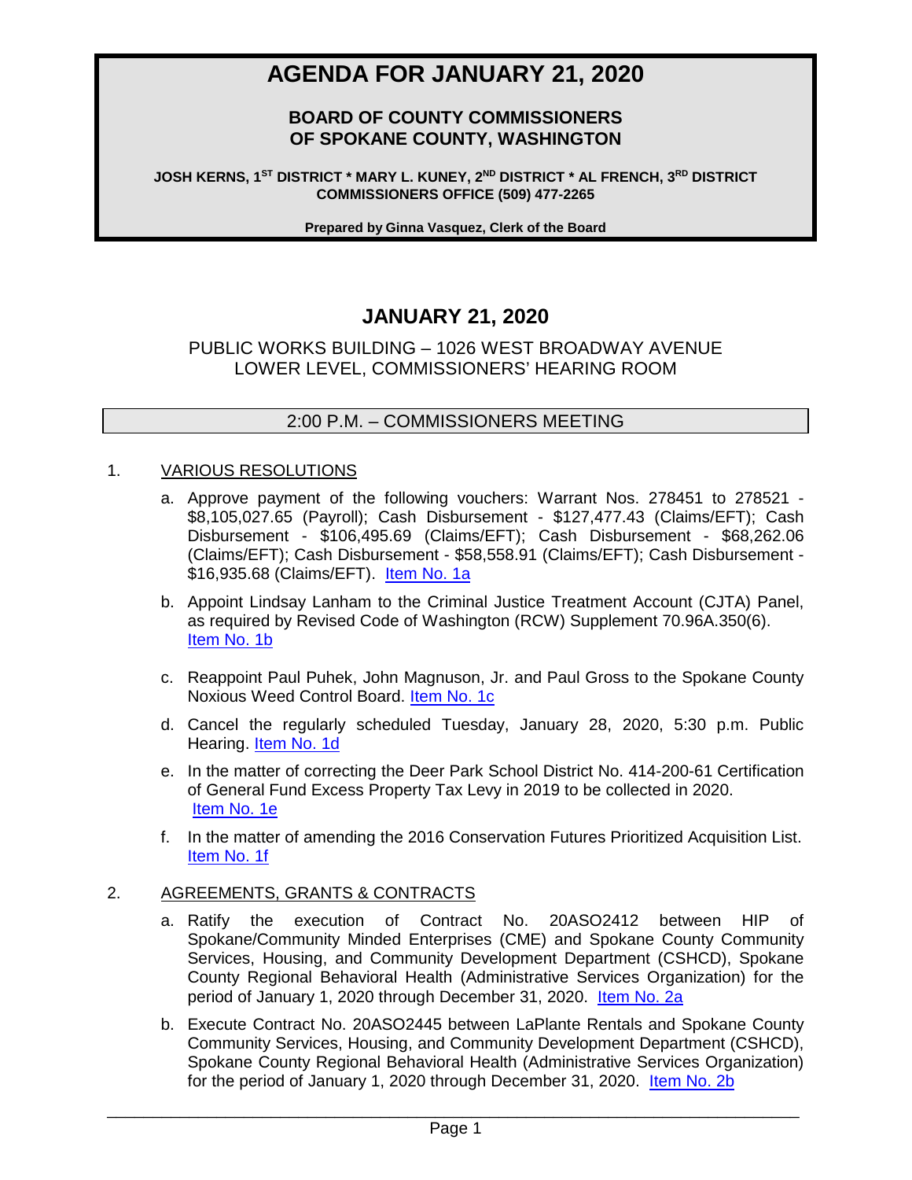# AGENDA FOR JANUARY 21, 2020

## BOARD OF COUNTY COMMISSIONERS OF SPOKANE COUNTY, WASHINGTON

**JOSH KERNS, 1ST DISTRICT * MARY L. KUNEY, 2ND DISTRICT * AL FRENCH, 3RD DISTRICT**
**COMMISSIONERS OFFICE (509) 477-2265**

**Prepared by Ginna Vasquez, Clerk of the Board**

## JANUARY 21, 2020

PUBLIC WORKS BUILDING – 1026 WEST BROADWAY AVENUE
LOWER LEVEL, COMMISSIONERS' HEARING ROOM

### 2:00 P.M. – COMMISSIONERS MEETING

1. VARIOUS RESOLUTIONS

   a. Approve payment of the following vouchers: Warrant Nos. 278451 to 278521 - $8,105,027.65 (Payroll); Cash Disbursement - $127,477.43 (Claims/EFT); Cash Disbursement - $106,495.69 (Claims/EFT); Cash Disbursement - $68,262.06 (Claims/EFT); Cash Disbursement - $58,558.91 (Claims/EFT); Cash Disbursement - $16,935.68 (Claims/EFT). Item No. 1a

   b. Appoint Lindsay Lanham to the Criminal Justice Treatment Account (CJTA) Panel, as required by Revised Code of Washington (RCW) Supplement 70.96A.350(6). Item No. 1b

   c. Reappoint Paul Puhek, John Magnuson, Jr. and Paul Gross to the Spokane County Noxious Weed Control Board. Item No. 1c

   d. Cancel the regularly scheduled Tuesday, January 28, 2020, 5:30 p.m. Public Hearing. Item No. 1d

   e. In the matter of correcting the Deer Park School District No. 414-200-61 Certification of General Fund Excess Property Tax Levy in 2019 to be collected in 2020. Item No. 1e

   f. In the matter of amending the 2016 Conservation Futures Prioritized Acquisition List. Item No. 1f

2. AGREEMENTS, GRANTS & CONTRACTS

   a. Ratify the execution of Contract No. 20ASO2412 between HIP of Spokane/Community Minded Enterprises (CME) and Spokane County Community Services, Housing, and Community Development Department (CSHCD), Spokane County Regional Behavioral Health (Administrative Services Organization) for the period of January 1, 2020 through December 31, 2020. Item No. 2a

   b. Execute Contract No. 20ASO2445 between LaPlante Rentals and Spokane County Community Services, Housing, and Community Development Department (CSHCD), Spokane County Regional Behavioral Health (Administrative Services Organization) for the period of January 1, 2020 through December 31, 2020. Item No. 2b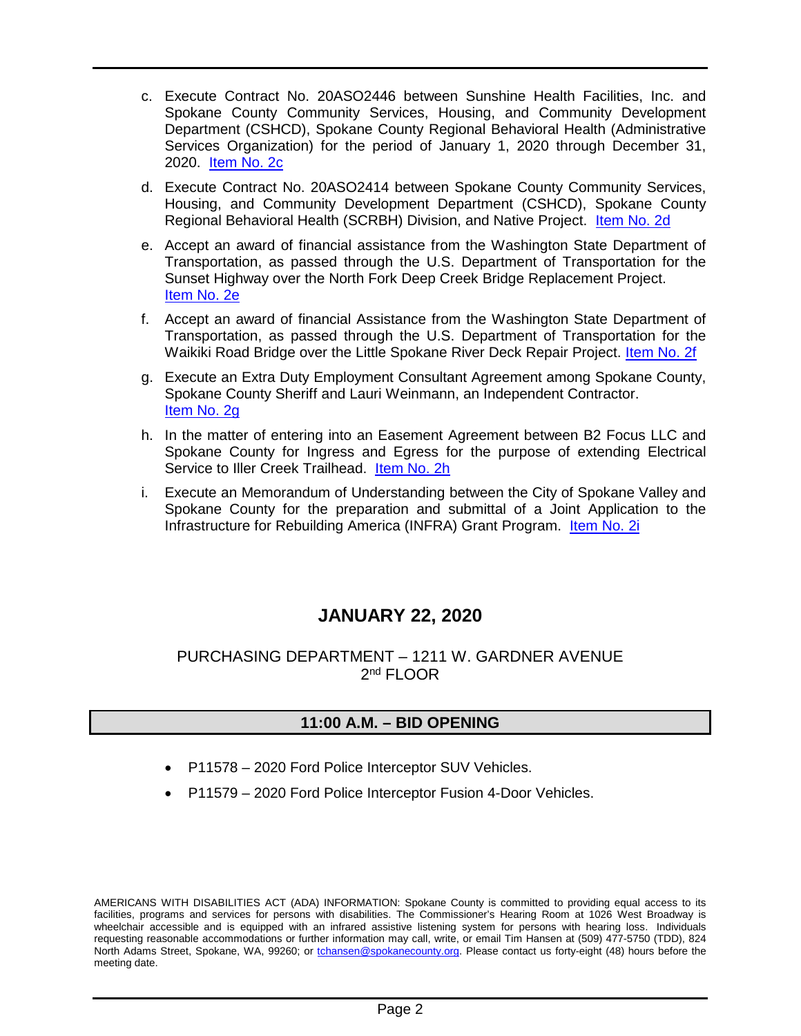c. Execute Contract No. 20ASO2446 between Sunshine Health Facilities, Inc. and Spokane County Community Services, Housing, and Community Development Department (CSHCD), Spokane County Regional Behavioral Health (Administrative Services Organization) for the period of January 1, 2020 through December 31, 2020. [Item No. 2c]

d. Execute Contract No. 20ASO2414 between Spokane County Community Services, Housing, and Community Development Department (CSHCD), Spokane County Regional Behavioral Health (SCRBH) Division, and Native Project. [Item No. 2d]

e. Accept an award of financial assistance from the Washington State Department of Transportation, as passed through the U.S. Department of Transportation for the Sunset Highway over the North Fork Deep Creek Bridge Replacement Project. [Item No. 2e]

f. Accept an award of financial Assistance from the Washington State Department of Transportation, as passed through the U.S. Department of Transportation for the Waikiki Road Bridge over the Little Spokane River Deck Repair Project. [Item No. 2f]

g. Execute an Extra Duty Employment Consultant Agreement among Spokane County, Spokane County Sheriff and Lauri Weinmann, an Independent Contractor. [Item No. 2g]

h. In the matter of entering into an Easement Agreement between B2 Focus LLC and Spokane County for Ingress and Egress for the purpose of extending Electrical Service to Iller Creek Trailhead. [Item No. 2h]

i. Execute an Memorandum of Understanding between the City of Spokane Valley and Spokane County for the preparation and submittal of a Joint Application to the Infrastructure for Rebuilding America (INFRA) Grant Program. [Item No. 2i]

## JANUARY 22, 2020

PURCHASING DEPARTMENT – 1211 W. GARDNER AVENUE
2nd FLOOR

### 11:00 A.M. – BID OPENING

- P11578 – 2020 Ford Police Interceptor SUV Vehicles.
- P11579 – 2020 Ford Police Interceptor Fusion 4-Door Vehicles.

AMERICANS WITH DISABILITIES ACT (ADA) INFORMATION: Spokane County is committed to providing equal access to its facilities, programs and services for persons with disabilities. The Commissioner's Hearing Room at 1026 West Broadway is wheelchair accessible and is equipped with an infrared assistive listening system for persons with hearing loss. Individuals requesting reasonable accommodations or further information may call, write, or email Tim Hansen at (509) 477-5750 (TDD), 824 North Adams Street, Spokane, WA, 99260; or tchansen@spokanecounty.org. Please contact us forty-eight (48) hours before the meeting date.